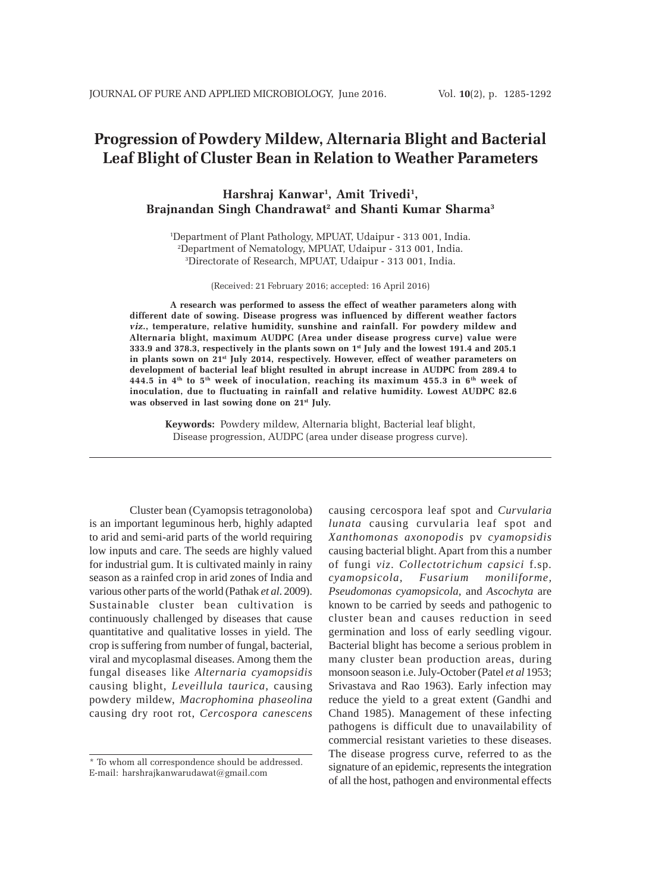# Progression of Powdery Mildew, Alternaria Blight and Bacterial Leaf Blight of Cluster Bean in Relation to Weather Parameters

**Harshraj Kanwar[1], Amit Trivedi[1], Brajnandan Singh Chandrawat[2] and Shanti Kumar Sharma[3]**

[1]Department of Plant Pathology, MPUAT, Udaipur - 313 001, India.
[2]Department of Nematology, MPUAT, Udaipur - 313 001, India.
[3]Directorate of Research, MPUAT, Udaipur - 313 001, India.

(Received: 21 February 2016; accepted: 16 April 2016)

**A research was performed to assess the effect of weather parameters along with different date of sowing. Disease progress was influenced by different weather factors *viz*., temperature, relative humidity, sunshine and rainfall. For powdery mildew and Alternaria blight, maximum AUDPC (Area under disease progress curve) value were 333.9 and 378.3, respectively in the plants sown on 1st July and the lowest 191.4 and 205.1 in plants sown on 21st July 2014, respectively. However, effect of weather parameters on development of bacterial leaf blight resulted in abrupt increase in AUDPC from 289.4 to 444.5 in 4th to 5th week of inoculation, reaching its maximum 455.3 in 6th week of inoculation, due to fluctuating in rainfall and relative humidity. Lowest AUDPC 82.6 was observed in last sowing done on 21st July.**

**Keywords:** Powdery mildew, Alternaria blight, Bacterial leaf blight, Disease progression, AUDPC (area under disease progress curve).

---

Cluster bean (Cyamopsis tetragonoloba) is an important leguminous herb, highly adapted to arid and semi-arid parts of the world requiring low inputs and care. The seeds are highly valued for industrial gum. It is cultivated mainly in rainy season as a rainfed crop in arid zones of India and various other parts of the world (Pathak *et al.* 2009). Sustainable cluster bean cultivation is continuously challenged by diseases that cause quantitative and qualitative losses in yield. The crop is suffering from number of fungal, bacterial, viral and mycoplasmal diseases. Among them the fungal diseases like *Alternaria cyamopsidis* causing blight, *Leveillula taurica*, causing powdery mildew, *Macrophomina phaseolina* causing dry root rot, *Cercospora canescens* causing cercospora leaf spot and *Curvularia lunata* causing curvularia leaf spot and *Xanthomonas axonopodis* pv *cyamopsidis* causing bacterial blight. Apart from this a number of fungi *viz*. *Collectotrichum capsici* f.sp. *cyamopsicola*, *Fusarium moniliforme*, *Pseudomonas cyamopsicola*, and *Ascochyta* are known to be carried by seeds and pathogenic to cluster bean and causes reduction in seed germination and loss of early seedling vigour. Bacterial blight has become a serious problem in many cluster bean production areas, during monsoon season i.e. July-October (Patel *et al* 1953; Srivastava and Rao 1963). Early infection may reduce the yield to a great extent (Gandhi and Chand 1985). Management of these infecting pathogens is difficult due to unavailability of commercial resistant varieties to these diseases. The disease progress curve, referred to as the signature of an epidemic, represents the integration of all the host, pathogen and environmental effects

---

\* To whom all correspondence should be addressed.
E-mail: harshrajkanwarudawat@gmail.com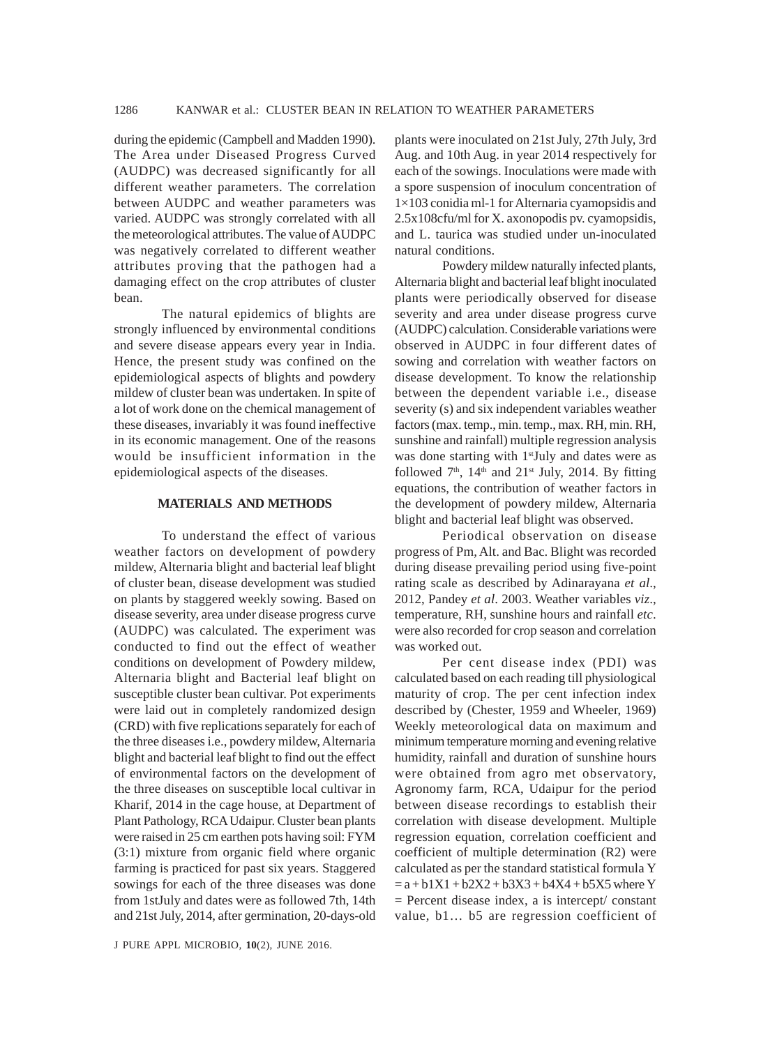during the epidemic (Campbell and Madden 1990). The Area under Diseased Progress Curved (AUDPC) was decreased significantly for all different weather parameters. The correlation between AUDPC and weather parameters was varied. AUDPC was strongly correlated with all the meteorological attributes. The value of AUDPC was negatively correlated to different weather attributes proving that the pathogen had a damaging effect on the crop attributes of cluster bean.

The natural epidemics of blights are strongly influenced by environmental conditions and severe disease appears every year in India. Hence, the present study was confined on the epidemiological aspects of blights and powdery mildew of cluster bean was undertaken. In spite of a lot of work done on the chemical management of these diseases, invariably it was found ineffective in its economic management. One of the reasons would be insufficient information in the epidemiological aspects of the diseases.

## MATERIALS AND METHODS

To understand the effect of various weather factors on development of powdery mildew, Alternaria blight and bacterial leaf blight of cluster bean, disease development was studied on plants by staggered weekly sowing. Based on disease severity, area under disease progress curve (AUDPC) was calculated. The experiment was conducted to find out the effect of weather conditions on development of Powdery mildew, Alternaria blight and Bacterial leaf blight on susceptible cluster bean cultivar. Pot experiments were laid out in completely randomized design (CRD) with five replications separately for each of the three diseases i.e., powdery mildew, Alternaria blight and bacterial leaf blight to find out the effect of environmental factors on the development of the three diseases on susceptible local cultivar in Kharif, 2014 in the cage house, at Department of Plant Pathology, RCA Udaipur. Cluster bean plants were raised in 25 cm earthen pots having soil: FYM (3:1) mixture from organic field where organic farming is practiced for past six years. Staggered sowings for each of the three diseases was done from 1stJuly and dates were as followed 7th, 14th and 21st July, 2014, after germination, 20-days-old plants were inoculated on 21st July, 27th July, 3rd Aug. and 10th Aug. in year 2014 respectively for each of the sowings. Inoculations were made with a spore suspension of inoculum concentration of $1\times10^3$ conidia ml-1 for Alternaria cyamopsidis and 2.5x108cfu/ml for X. axonopodis pv. cyamopsidis, and L. taurica was studied under un-inoculated natural conditions.

Powdery mildew naturally infected plants, Alternaria blight and bacterial leaf blight inoculated plants were periodically observed for disease severity and area under disease progress curve (AUDPC) calculation. Considerable variations were observed in AUDPC in four different dates of sowing and correlation with weather factors on disease development. To know the relationship between the dependent variable i.e., disease severity (s) and six independent variables weather factors (max. temp., min. temp., max. RH, min. RH, sunshine and rainfall) multiple regression analysis was done starting with 1stJuly and dates were as followed 7th, 14th and 21st July, 2014. By fitting equations, the contribution of weather factors in the development of powdery mildew, Alternaria blight and bacterial leaf blight was observed.

Periodical observation on disease progress of Pm, Alt. and Bac. Blight was recorded during disease prevailing period using five-point rating scale as described by Adinarayana *et al*., 2012, Pandey *et al*. 2003. Weather variables *viz*., temperature, RH, sunshine hours and rainfall *etc*. were also recorded for crop season and correlation was worked out.

Per cent disease index (PDI) was calculated based on each reading till physiological maturity of crop. The per cent infection index described by (Chester, 1959 and Wheeler, 1969) Weekly meteorological data on maximum and minimum temperature morning and evening relative humidity, rainfall and duration of sunshine hours were obtained from agro met observatory, Agronomy farm, RCA, Udaipur for the period between disease recordings to establish their correlation with disease development. Multiple regression equation, correlation coefficient and coefficient of multiple determination ($R^2$) were calculated as per the standard statistical formula $Y = a + b_1X_1 + b_2X_2 + b_3X_3 + b_4X_4 + b_5X_5$ where Y = Percent disease index, a is intercept/ constant value, $b_1 \ldots b_5$ are regression coefficient of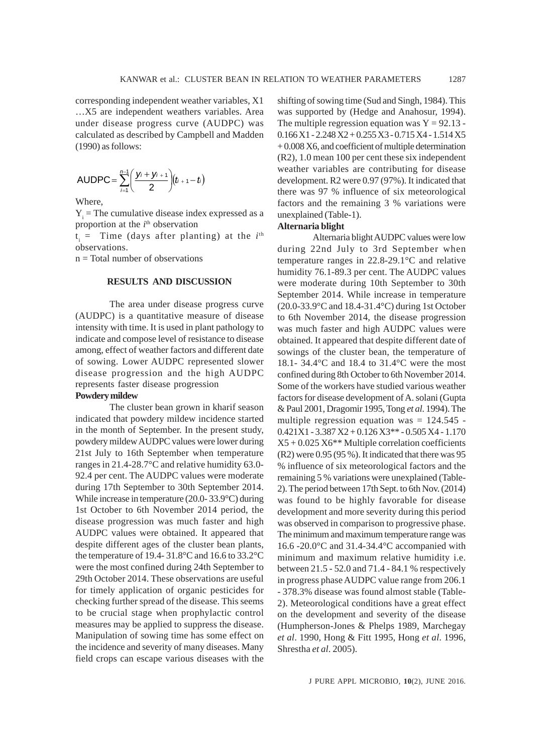corresponding independent weather variables, X1 …X5 are independent weathers variables. Area under disease progress curve (AUDPC) was calculated as described by Campbell and Madden (1990) as follows:

$$\text{AUDPC} = \sum_{i=1}^{n-1}\left(\frac{y_i + y_{i+1}}{2}\right)(t_{i+1} - t_i)$$

Where,

$Y_i$ = The cumulative disease index expressed as a proportion at the $i^{th}$ observation

$t_i$ = Time (days after planting) at the $i^{th}$ observations.

n = Total number of observations

## RESULTS AND DISCUSSION

The area under disease progress curve (AUDPC) is a quantitative measure of disease intensity with time. It is used in plant pathology to indicate and compose level of resistance to disease among, effect of weather factors and different date of sowing. Lower AUDPC represented slower disease progression and the high AUDPC represents faster disease progression

### Powdery mildew

The cluster bean grown in kharif season indicated that powdery mildew incidence started in the month of September. In the present study, powdery mildew AUDPC values were lower during 21st July to 16th September when temperature ranges in 21.4-28.7°C and relative humidity 63.0-92.4 per cent. The AUDPC values were moderate during 17th September to 30th September 2014. While increase in temperature (20.0- 33.9°C) during 1st October to 6th November 2014 period, the disease progression was much faster and high AUDPC values were obtained. It appeared that despite different ages of the cluster bean plants, the temperature of 19.4- 31.8°C and 16.6 to 33.2°C were the most confined during 24th September to 29th October 2014. These observations are useful for timely application of organic pesticides for checking further spread of the disease. This seems to be crucial stage when prophylactic control measures may be applied to suppress the disease. Manipulation of sowing time has some effect on the incidence and severity of many diseases. Many field crops can escape various diseases with the shifting of sowing time (Sud and Singh, 1984). This was supported by (Hedge and Anahosur, 1994). The multiple regression equation was Y = 92.13 - 0.166 X1 - 2.248 X2 + 0.255 X3 - 0.715 X4 - 1.514 X5 + 0.008 X6, and coefficient of multiple determination (R2), 1.0 mean 100 per cent these six independent weather variables are contributing for disease development. R2 were 0.97 (97%). It indicated that there was 97 % influence of six meteorological factors and the remaining 3 % variations were unexplained (Table-1).

### Alternaria blight

Alternaria blight AUDPC values were low during 22nd July to 3rd September when temperature ranges in 22.8-29.1°C and relative humidity 76.1-89.3 per cent. The AUDPC values were moderate during 10th September to 30th September 2014. While increase in temperature (20.0-33.9°C and 18.4-31.4°C) during 1st October to 6th November 2014, the disease progression was much faster and high AUDPC values were obtained. It appeared that despite different date of sowings of the cluster bean, the temperature of 18.1- 34.4°C and 18.4 to 31.4°C were the most confined during 8th October to 6th November 2014. Some of the workers have studied various weather factors for disease development of A. solani (Gupta & Paul 2001, Dragomir 1995, Tong *et al*. 1994). The multiple regression equation was = 124.545 - 0.421X1 - 3.387 X2 + 0.126 X3** - 0.505 X4 - 1.170 X5 + 0.025 X6** Multiple correlation coefficients (R2) were 0.95 (95 %). It indicated that there was 95 % influence of six meteorological factors and the remaining 5 % variations were unexplained (Table-2). The period between 17th Sept. to 6th Nov. (2014) was found to be highly favorable for disease development and more severity during this period was observed in comparison to progressive phase. The minimum and maximum temperature range was 16.6 -20.0°C and 31.4-34.4°C accompanied with minimum and maximum relative humidity i.e. between 21.5 - 52.0 and 71.4 - 84.1 % respectively in progress phase AUDPC value range from 206.1 - 378.3% disease was found almost stable (Table-2). Meteorological conditions have a great effect on the development and severity of the disease (Humpherson-Jones & Phelps 1989, Marchegay *et al*. 1990, Hong & Fitt 1995, Hong *et al*. 1996, Shrestha *et al*. 2005).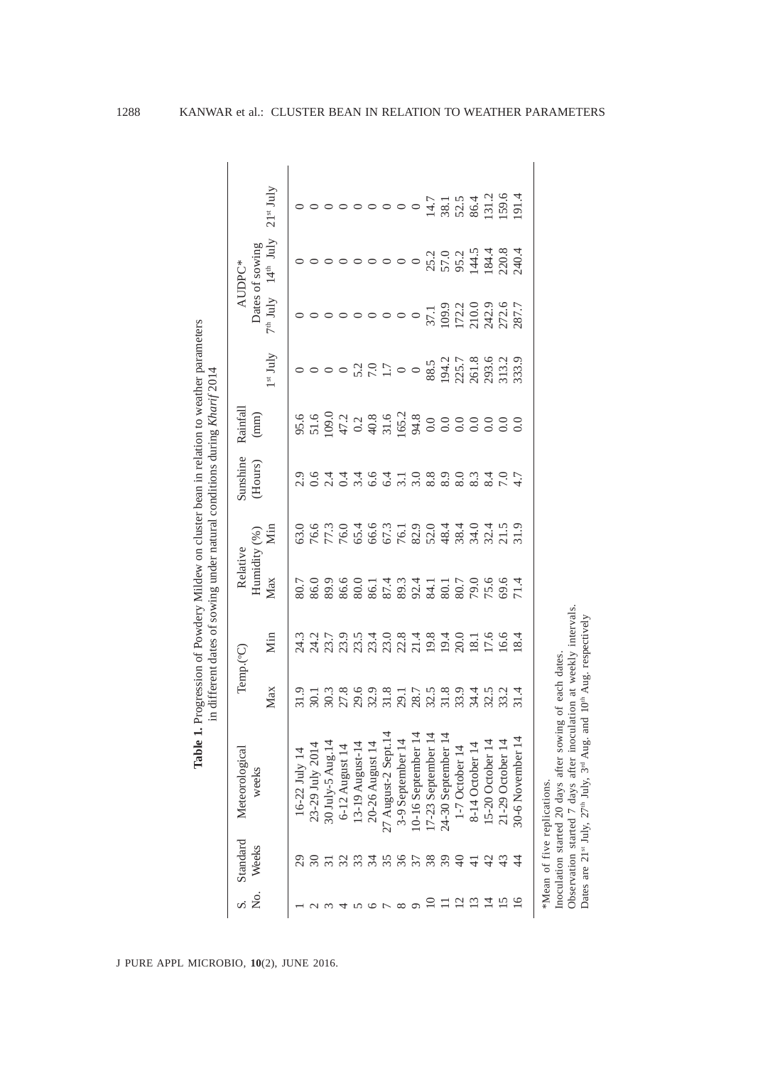**Table 1.** Progression of Powdery Mildew on cluster bean in relation to weather parameters in different dates of sowing under natural conditions during *Kharif* 2014

| S. No. | Standard Weeks | Meteorological weeks | Temp.(°C) | | Relative Humidity (%) | | Sunshine (Hours) | Rainfall (mm) | AUDPC* Dates of sowing | | | |
|---|---|---|---|---|---|---|---|---|---|---|---|---|
| | | | Max | Min | Max | Min | | | 1st July | 7th July | 14th July | 21st July |
| 1 | 29 | 16-22 July 14 | 31.9 | 24.3 | 80.7 | 63.0 | 2.9 | 95.6 | 0 | 0 | 0 | 0 |
| 2 | 30 | 23-29 July 2014 | 30.1 | 24.2 | 86.0 | 76.6 | 0.6 | 51.6 | 0 | 0 | 0 | 0 |
| 3 | 31 | 30 July-5 Aug.14 | 30.3 | 23.7 | 89.9 | 77.3 | 2.4 | 109.0 | 0 | 0 | 0 | 0 |
| 4 | 32 | 6-12 August 14 | 27.8 | 23.9 | 86.6 | 76.0 | 0.4 | 47.2 | 0 | 0 | 0 | 0 |
| 5 | 33 | 13-19 August-14 | 29.6 | 23.5 | 80.0 | 65.4 | 3.4 | 0.2 | 5.2 | 0 | 0 | 0 |
| 6 | 34 | 20-26 August 14 | 32.9 | 23.4 | 86.1 | 66.6 | 6.6 | 40.8 | 7.0 | 0 | 0 | 0 |
| 7 | 35 | 27 August-2 Sept.14 | 31.8 | 23.0 | 87.4 | 67.3 | 6.4 | 31.6 | 1.7 | 0 | 0 | 0 |
| 8 | 36 | 3-9 September 14 | 29.1 | 22.8 | 89.3 | 76.1 | 3.1 | 165.2 | 0 | 0 | 0 | 0 |
| 9 | 37 | 10-16 September 14 | 28.7 | 21.4 | 92.4 | 82.9 | 3.0 | 94.8 | 0 | 0 | 0 | 0 |
| 10 | 38 | 17-23 September 14 | 32.5 | 19.8 | 84.1 | 52.0 | 8.8 | 0.0 | 88.5 | 37.1 | 25.2 | 14.7 |
| 11 | 39 | 24-30 September 14 | 31.8 | 19.4 | 80.1 | 48.4 | 8.9 | 0.0 | 194.2 | 109.9 | 57.0 | 38.1 |
| 12 | 40 | 1-7 October 14 | 33.9 | 20.0 | 80.7 | 38.4 | 8.0 | 0.0 | 225.7 | 172.2 | 95.2 | 52.5 |
| 13 | 41 | 8-14 October 14 | 34.4 | 18.1 | 79.0 | 34.0 | 8.3 | 0.0 | 261.8 | 210.0 | 144.5 | 86.4 |
| 14 | 42 | 15-20 October 14 | 32.5 | 17.6 | 75.6 | 32.4 | 8.4 | 0.0 | 293.6 | 242.9 | 184.4 | 131.2 |
| 15 | 43 | 21-29 October 14 | 33.2 | 16.6 | 69.6 | 21.5 | 7.0 | 0.0 | 313.2 | 272.6 | 220.8 | 159.6 |
| 16 | 44 | 30-6 November 14 | 31.4 | 18.4 | 71.4 | 31.9 | 4.7 | 0.0 | 333.9 | 287.7 | 240.4 | 191.4 |

*Mean of five replications.
Inoculation started 20 days after sowing of each dates.
Observation started 7 days after inoculation at weekly intervals.
Dates are 21st July, 27th July, 3rd Aug. and 10th Aug. respectively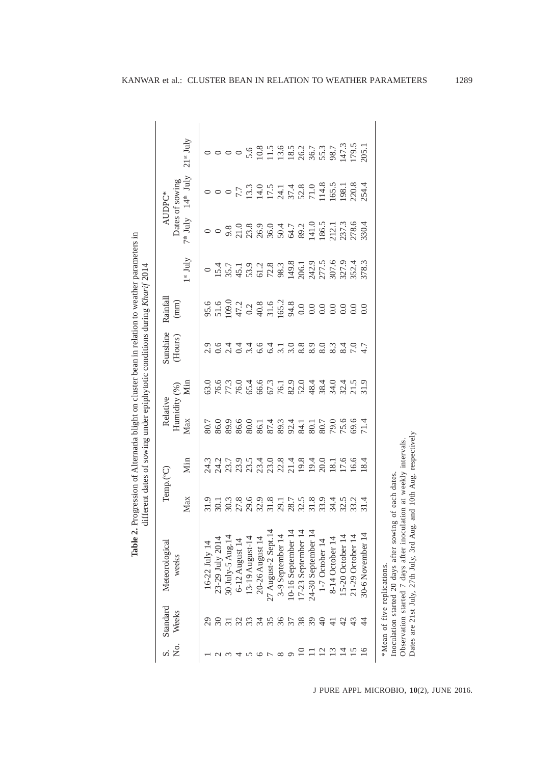**Table 2.** Progression of Alternaria blight on cluster bean in relation to weather parameters in different dates of sowing under epiphytotic conditions during *Kharif* 2014

| S. No. | Standard Weeks | Meteorological weeks | Temp.(°C) | | Relative Humidity (%) | | Sunshine (Hours) | Rainfall (mm) | AUDPC* | | | |
|---|---|---|---|---|---|---|---|---|---|---|---|---|
| | | | | | | | | | Dates of sowing | | | |
| | | | Max | Min | Max | Min | | | 1st July | 7th July | 14th July | 21st July |
| 1 | 29 | 16-22 July 14 | 31.9 | 24.3 | 80.7 | 63.0 | 2.9 | 95.6 | 0 | 0 | 0 | 0 |
| 2 | 30 | 23-29 July 2014 | 30.1 | 24.2 | 86.0 | 76.6 | 0.6 | 51.6 | 15.4 | 0 | 0 | 0 |
| 3 | 31 | 30 July-5 Aug.14 | 30.3 | 23.7 | 89.9 | 77.3 | 2.4 | 109.0 | 35.7 | 9.8 | 0 | 0 |
| 4 | 32 | 6-12 August 14 | 27.8 | 23.9 | 86.6 | 76.0 | 0.4 | 47.2 | 45.1 | 21.0 | 7.7 | 0 |
| 5 | 33 | 13-19 August-14 | 29.6 | 23.5 | 80.0 | 65.4 | 3.4 | 0.2 | 53.9 | 23.8 | 13.3 | 5.6 |
| 6 | 34 | 20-26 August 14 | 32.9 | 23.4 | 86.1 | 66.6 | 6.6 | 40.8 | 61.2 | 26.9 | 14.0 | 10.8 |
| 7 | 35 | 27 August-2 Sept.14 | 31.8 | 23.0 | 87.4 | 67.3 | 6.4 | 31.6 | 72.8 | 36.0 | 17.5 | 11.5 |
| 8 | 36 | 3-9 September 14 | 29.1 | 22.8 | 89.3 | 76.1 | 3.1 | 165.2 | 98.3 | 50.4 | 24.1 | 13.6 |
| 9 | 37 | 10-16 September 14 | 28.7 | 21.4 | 92.4 | 82.9 | 3.0 | 94.8 | 149.8 | 64.7 | 37.4 | 18.5 |
| 10 | 38 | 17-23 September 14 | 32.5 | 19.8 | 84.1 | 52.0 | 8.8 | 0.0 | 206.1 | 89.2 | 52.8 | 26.2 |
| 11 | 39 | 24-30 September 14 | 31.8 | 19.4 | 80.1 | 48.4 | 8.9 | 0.0 | 242.9 | 141.0 | 71.0 | 36.7 |
| 12 | 40 | 1-7 October 14 | 33.9 | 20.0 | 80.7 | 38.4 | 8.0 | 0.0 | 277.5 | 186.5 | 114.8 | 55.3 |
| 13 | 41 | 8-14 October 14 | 34.4 | 18.1 | 79.0 | 34.0 | 8.3 | 0.0 | 307.6 | 212.1 | 165.5 | 98.7 |
| 14 | 42 | 15-20 October 14 | 32.5 | 17.6 | 75.6 | 32.4 | 8.4 | 0.0 | 327.9 | 237.3 | 198.1 | 147.3 |
| 15 | 43 | 21-29 October 14 | 33.2 | 16.6 | 69.6 | 21.5 | 7.0 | 0.0 | 352.4 | 278.6 | 220.8 | 179.5 |
| 16 | 44 | 30-6 November 14 | 31.4 | 18.4 | 71.4 | 31.9 | 4.7 | 0.0 | 378.3 | 330.4 | 254.4 | 205.1 |

*Mean of five replications.
Inoculation started 20 days after sowing of each dates.
Observation started 7 days after inoculation at weekly intervals.
Dates are 21st July, 27th July, 3rd Aug. and 10th Aug. respectively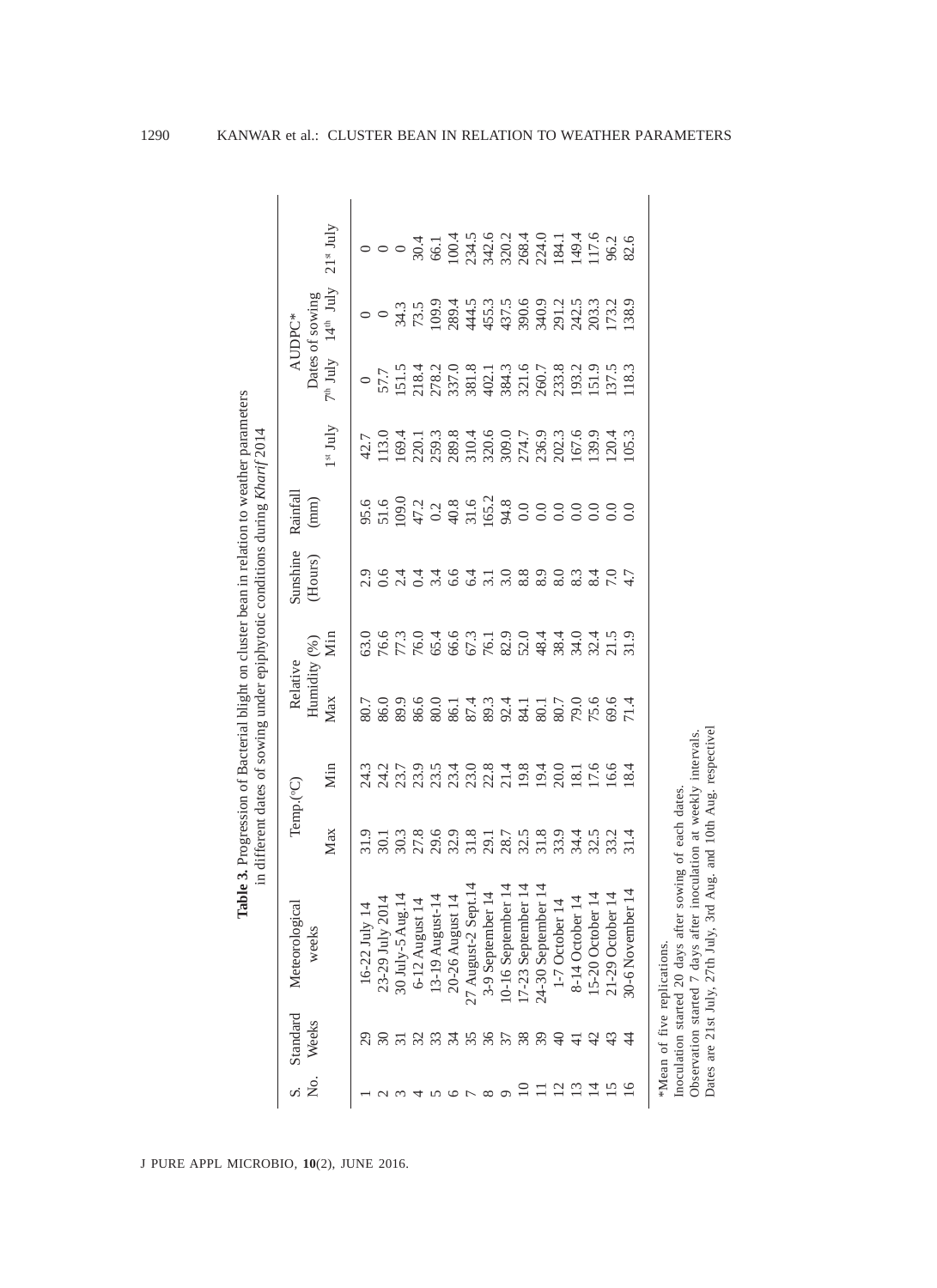**Table 3.** Progression of Bacterial blight on cluster bean in relation to weather parameters in different dates of sowing under epiphytotic conditions during *Kharif* 2014

| S. No. | Standard Weeks | Meteorological weeks | Temp.(°C) | | Relative Humidity (%) | | Sunshine (Hours) | Rainfall (mm) | AUDPC* Dates of sowing | | | |
|---|---|---|---|---|---|---|---|---|---|---|---|---|
| | | | Max | Min | Max | Min | | | 1st July | 7th July | 14th July | 21st July |
| 1 | 29 | 16-22 July 14 | 31.9 | 24.3 | 80.7 | 63.0 | 2.9 | 95.6 | 42.7 | 0 | 0 | 0 |
| 2 | 30 | 23-29 July 2014 | 30.1 | 24.2 | 86.0 | 76.6 | 0.6 | 51.6 | 113.0 | 57.7 | 0 | 0 |
| 3 | 31 | 30 July-5 Aug.14 | 30.3 | 23.7 | 89.9 | 77.3 | 2.4 | 109.0 | 169.4 | 151.5 | 34.3 | 0 |
| 4 | 32 | 6-12 August 14 | 27.8 | 23.9 | 86.6 | 76.0 | 0.4 | 47.2 | 220.1 | 218.4 | 73.5 | 30.4 |
| 5 | 33 | 13-19 August-14 | 29.6 | 23.5 | 80.0 | 65.4 | 3.4 | 0.2 | 259.3 | 278.2 | 109.9 | 66.1 |
| 6 | 34 | 20-26 August 14 | 32.9 | 23.4 | 86.1 | 66.6 | 6.6 | 40.8 | 289.8 | 337.0 | 289.4 | 100.4 |
| 7 | 35 | 27 August-2 Sept.14 | 31.8 | 23.0 | 87.4 | 67.3 | 6.4 | 31.6 | 310.4 | 381.8 | 444.5 | 234.5 |
| 8 | 36 | 3-9 September 14 | 29.1 | 22.8 | 89.3 | 76.1 | 3.1 | 165.2 | 320.6 | 402.1 | 455.3 | 342.6 |
| 9 | 37 | 10-16 September 14 | 28.7 | 21.4 | 92.4 | 82.9 | 3.0 | 94.8 | 309.0 | 384.3 | 437.5 | 320.2 |
| 10 | 38 | 17-23 September 14 | 32.5 | 19.8 | 84.1 | 52.0 | 8.8 | 0.0 | 274.7 | 321.6 | 390.6 | 268.4 |
| 11 | 39 | 24-30 September 14 | 31.8 | 19.4 | 80.1 | 48.4 | 8.9 | 0.0 | 236.9 | 260.7 | 340.9 | 224.0 |
| 12 | 40 | 1-7 October 14 | 33.9 | 20.0 | 80.7 | 38.4 | 8.0 | 0.0 | 202.3 | 233.8 | 291.2 | 184.1 |
| 13 | 41 | 8-14 October 14 | 34.4 | 18.1 | 79.0 | 34.0 | 8.3 | 0.0 | 167.6 | 193.2 | 242.5 | 149.4 |
| 14 | 42 | 15-20 October 14 | 32.5 | 17.6 | 75.6 | 32.4 | 8.4 | 0.0 | 139.9 | 151.9 | 203.3 | 117.6 |
| 15 | 43 | 21-29 October 14 | 33.2 | 16.6 | 69.6 | 21.5 | 7.0 | 0.0 | 120.4 | 137.5 | 173.2 | 96.2 |
| 16 | 44 | 30-6 November 14 | 31.4 | 18.4 | 71.4 | 31.9 | 4.7 | 0.0 | 105.3 | 118.3 | 138.9 | 82.6 |

*Mean of five replications.
Inoculation started 20 days after sowing of each dates.
Observation started 7 days after inoculation at weekly intervals.
Dates are 21st July, 27th July, 3rd Aug. and 10th Aug. respectivel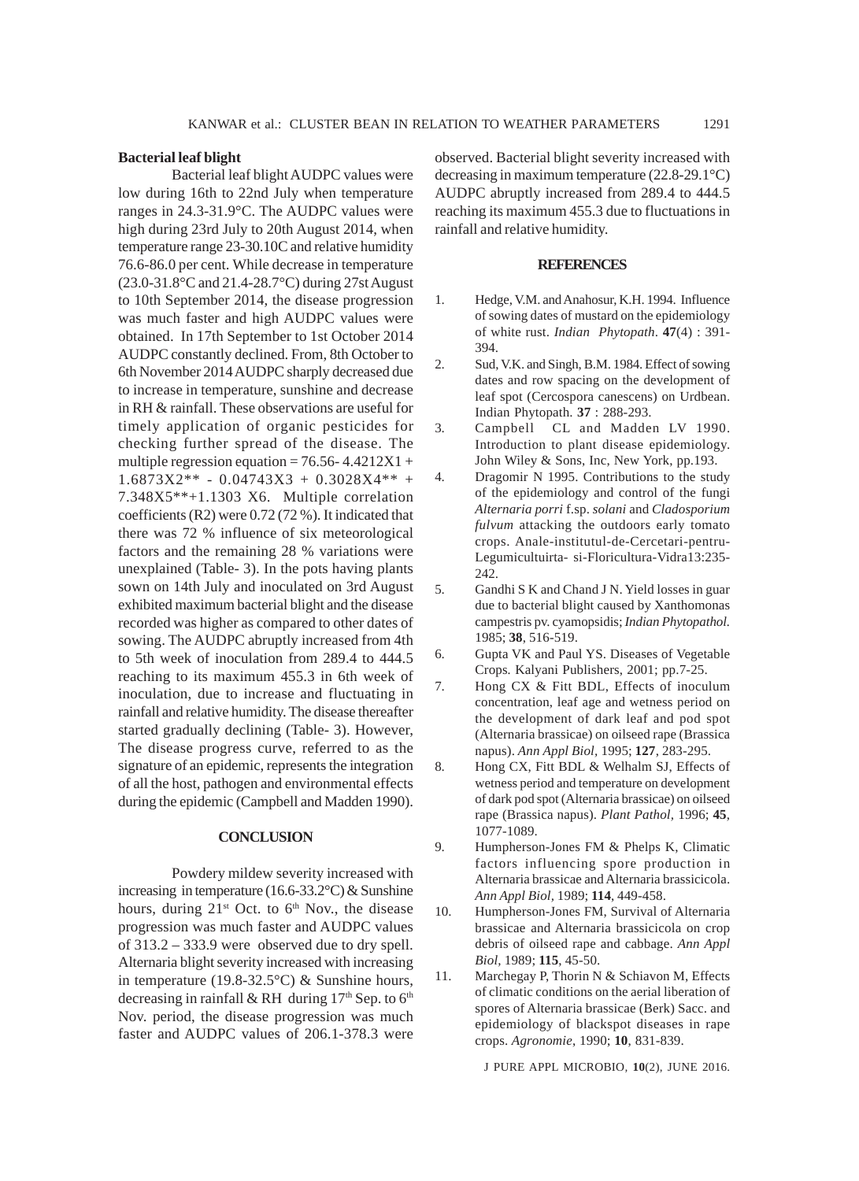### Bacterial leaf blight

Bacterial leaf blight AUDPC values were low during 16th to 22nd July when temperature ranges in 24.3-31.9°C. The AUDPC values were high during 23rd July to 20th August 2014, when temperature range 23-30.10C and relative humidity 76.6-86.0 per cent. While decrease in temperature (23.0-31.8°C and 21.4-28.7°C) during 27st August to 10th September 2014, the disease progression was much faster and high AUDPC values were obtained. In 17th September to 1st October 2014 AUDPC constantly declined. From, 8th October to 6th November 2014 AUDPC sharply decreased due to increase in temperature, sunshine and decrease in RH & rainfall. These observations are useful for timely application of organic pesticides for checking further spread of the disease. The multiple regression equation = $76.56 - 4.4212X1 + 1.6873X2^{**} - 0.04743X3 + 0.3028X4^{**} + 7.348X5^{**} + 1.1303\ X6$. Multiple correlation coefficients ($R2$) were 0.72 (72 %). It indicated that there was 72 % influence of six meteorological factors and the remaining 28 % variations were unexplained (Table- 3). In the pots having plants sown on 14th July and inoculated on 3rd August exhibited maximum bacterial blight and the disease recorded was higher as compared to other dates of sowing. The AUDPC abruptly increased from 4th to 5th week of inoculation from 289.4 to 444.5 reaching to its maximum 455.3 in 6th week of inoculation, due to increase and fluctuating in rainfall and relative humidity. The disease thereafter started gradually declining (Table- 3). However, The disease progress curve, referred to as the signature of an epidemic, represents the integration of all the host, pathogen and environmental effects during the epidemic (Campbell and Madden 1990).

## CONCLUSION

Powdery mildew severity increased with increasing in temperature (16.6-33.2°C) & Sunshine hours, during 21st Oct. to 6th Nov., the disease progression was much faster and AUDPC values of 313.2 – 333.9 were observed due to dry spell. Alternaria blight severity increased with increasing in temperature (19.8-32.5°C) & Sunshine hours, decreasing in rainfall & RH during 17th Sep. to 6th Nov. period, the disease progression was much faster and AUDPC values of 206.1-378.3 were observed. Bacterial blight severity increased with decreasing in maximum temperature (22.8-29.1°C) AUDPC abruptly increased from 289.4 to 444.5 reaching its maximum 455.3 due to fluctuations in rainfall and relative humidity.

## REFERENCES

1. Hedge, V.M. and Anahosur, K.H. 1994. Influence of sowing dates of mustard on the epidemiology of white rust. *Indian Phytopath*. **47**(4) : 391-394.
2. Sud, V.K. and Singh, B.M. 1984. Effect of sowing dates and row spacing on the development of leaf spot (Cercospora canescens) on Urdbean. Indian Phytopath. **37** : 288-293.
3. Campbell CL and Madden LV 1990. Introduction to plant disease epidemiology. John Wiley & Sons, Inc, New York, pp.193.
4. Dragomir N 1995. Contributions to the study of the epidemiology and control of the fungi *Alternaria porri* f.sp. *solani* and *Cladosporium fulvum* attacking the outdoors early tomato crops. Anale-institutul-de-Cercetari-pentru-Legumicultuirta- si-Floricultura-Vidra13:235-242.
5. Gandhi S K and Chand J N. Yield losses in guar due to bacterial blight caused by Xanthomonas campestris pv. cyamopsidis; *Indian Phytopathol.* 1985; **38**, 516-519.
6. Gupta VK and Paul YS. Diseases of Vegetable Crops. Kalyani Publishers, 2001; pp.7-25.
7. Hong CX & Fitt BDL, Effects of inoculum concentration, leaf age and wetness period on the development of dark leaf and pod spot (Alternaria brassicae) on oilseed rape (Brassica napus). *Ann Appl Biol*, 1995; **127**, 283-295.
8. Hong CX, Fitt BDL & Welhalm SJ, Effects of wetness period and temperature on development of dark pod spot (Alternaria brassicae) on oilseed rape (Brassica napus). *Plant Pathol*, 1996; **45**, 1077-1089.
9. Humpherson-Jones FM & Phelps K, Climatic factors influencing spore production in Alternaria brassicae and Alternaria brassicicola. *Ann Appl Biol*, 1989; **114**, 449-458.
10. Humpherson-Jones FM, Survival of Alternaria brassicae and Alternaria brassicicola on crop debris of oilseed rape and cabbage. *Ann Appl Biol*, 1989; **115**, 45-50.
11. Marchegay P, Thorin N & Schiavon M, Effects of climatic conditions on the aerial liberation of spores of Alternaria brassicae (Berk) Sacc. and epidemiology of blackspot diseases in rape crops. *Agronomie*, 1990; **10**, 831-839.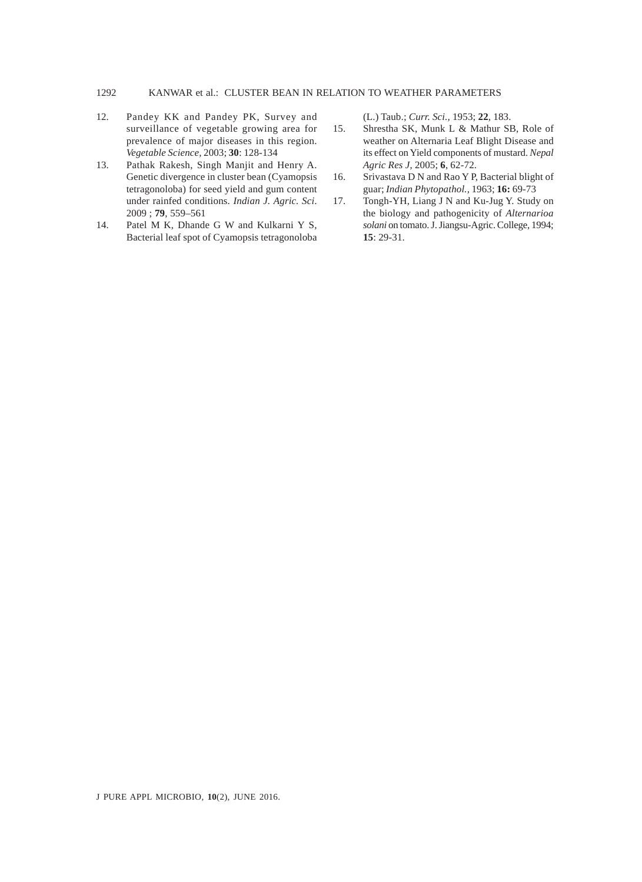12. Pandey KK and Pandey PK, Survey and surveillance of vegetable growing area for prevalence of major diseases in this region. *Vegetable Science*, 2003; **30**: 128-134
13. Pathak Rakesh, Singh Manjit and Henry A. Genetic divergence in cluster bean (Cyamopsis tetragonoloba) for seed yield and gum content under rainfed conditions. *Indian J. Agric. Sci.* 2009 ; **79**, 559–561
14. Patel M K, Dhande G W and Kulkarni Y S, Bacterial leaf spot of Cyamopsis tetragonoloba (L.) Taub.; *Curr. Sci.,* 1953; **22**, 183.
15. Shrestha SK, Munk L & Mathur SB, Role of weather on Alternaria Leaf Blight Disease and its effect on Yield components of mustard. *Nepal Agric Res J*, 2005; **6**, 62-72.
16. Srivastava D N and Rao Y P, Bacterial blight of guar; *Indian Phytopathol.*, 1963; **16:** 69-73
17. Tongh-YH, Liang J N and Ku-Jug Y. Study on the biology and pathogenicity of *Alternarioa solani* on tomato. J. Jiangsu-Agric. College, 1994; **15**: 29-31.